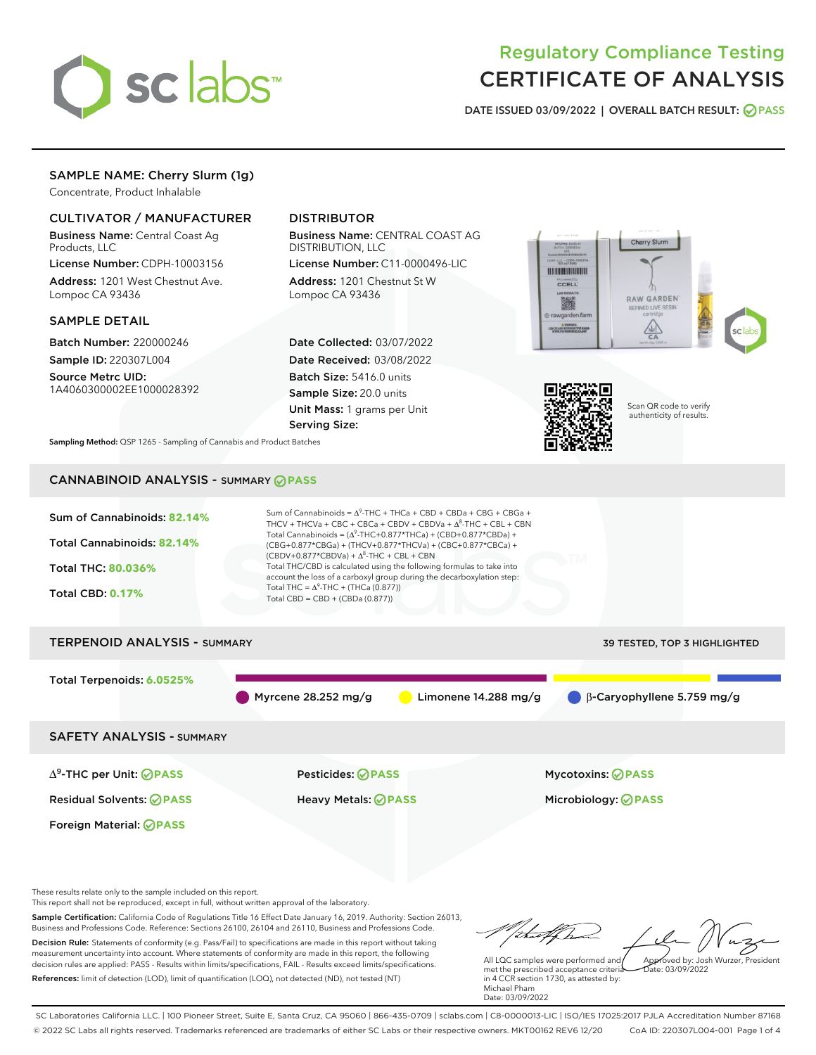# Regulatory Compliance Testing
# CERTIFICATE OF ANALYSIS

**DATE ISSUED 03/09/2022 | OVERALL BATCH RESULT: PASS**

## SAMPLE NAME: Cherry Slurm (1g)

Concentrate, Product Inhalable

### CULTIVATOR / MANUFACTURER

**Business Name:** Central Coast Ag Products, LLC

**License Number:** CDPH-10003156

**Address:** 1201 West Chestnut Ave. Lompoc CA 93436

### DISTRIBUTOR

**Business Name:** CENTRAL COAST AG DISTRIBUTION, LLC

**License Number:** C11-0000496-LIC

**Address:** 1201 Chestnut St W Lompoc CA 93436

### SAMPLE DETAIL

**Batch Number:** 220000246

**Sample ID:** 220307L004

**Source Metrc UID:** 1A4060300002EE1000028392

**Date Collected:** 03/07/2022

**Date Received:** 03/08/2022

**Batch Size:** 5416.0 units

**Sample Size:** 20.0 units

**Unit Mass:** 1 grams per Unit

**Serving Size:**

Scan QR code to verify authenticity of results.

**Sampling Method:** QSP 1265 - Sampling of Cannabis and Product Batches

## CANNABINOID ANALYSIS - SUMMARY PASS

Sum of Cannabinoids: **82.14%**

Total Cannabinoids: **82.14%**

Total THC: **80.036%**

Total CBD: **0.17%**

Sum of Cannabinoids = $\Delta^9$-THC + THCa + CBD + CBDa + CBG + CBGa + THCV + THCVa + CBC + CBCa + CBDV + CBDVa + $\Delta^8$-THC + CBL + CBN

Total Cannabinoids = ($\Delta^9$-THC+0.877*THCa) + (CBD+0.877*CBDa) + (CBG+0.877*CBGa) + (THCV+0.877*THCVa) + (CBC+0.877*CBCa) + (CBDV+0.877*CBDVa) + $\Delta^8$-THC + CBL + CBN

Total THC/CBD is calculated using the following formulas to take into account the loss of a carboxyl group during the decarboxylation step:

Total THC = $\Delta^9$-THC + (THCa (0.877))

Total CBD = CBD + (CBDa (0.877))

## TERPENOID ANALYSIS - SUMMARY

39 TESTED, TOP 3 HIGHLIGHTED

Total Terpenoids: **6.0525%**

Myrcene 28.252 mg/g | Limonene 14.288 mg/g | β-Caryophyllene 5.759 mg/g

## SAFETY ANALYSIS - SUMMARY

| | | |
|---|---|---|
| $\Delta^9$-THC per Unit: PASS | Pesticides: PASS | Mycotoxins: PASS |
| Residual Solvents: PASS | Heavy Metals: PASS | Microbiology: PASS |
| Foreign Material: PASS | | |

These results relate only to the sample included on this report.

This report shall not be reproduced, except in full, without written approval of the laboratory.

**Sample Certification:** California Code of Regulations Title 16 Effect Date January 16, 2019. Authority: Section 26013, Business and Professions Code. Reference: Sections 26100, 26104 and 26110, Business and Professions Code.

**Decision Rule:** Statements of conformity (e.g. Pass/Fail) to specifications are made in this report without taking measurement uncertainty into account. Where statements of conformity are made in this report, the following decision rules are applied: PASS - Results within limits/specifications, FAIL - Results exceed limits/specifications.

**References:** limit of detection (LOD), limit of quantification (LOQ), not detected (ND), not tested (NT)

All LQC samples were performed and met the prescribed acceptance criteria in 4 CCR section 1730, as attested by: Michael Pham
Date: 03/09/2022

Approved by: Josh Wurzer, President
Date: 03/09/2022

SC Laboratories California LLC. | 100 Pioneer Street, Suite E, Santa Cruz, CA 95060 | 866-435-0709 | sclabs.com | C8-0000013-LIC | ISO/IES 17025:2017 PJLA Accreditation Number 87168

© 2022 SC Labs all rights reserved. Trademarks referenced are trademarks of either SC Labs or their respective owners. MKT00162 REV6 12/20 CoA ID: 220307L004-001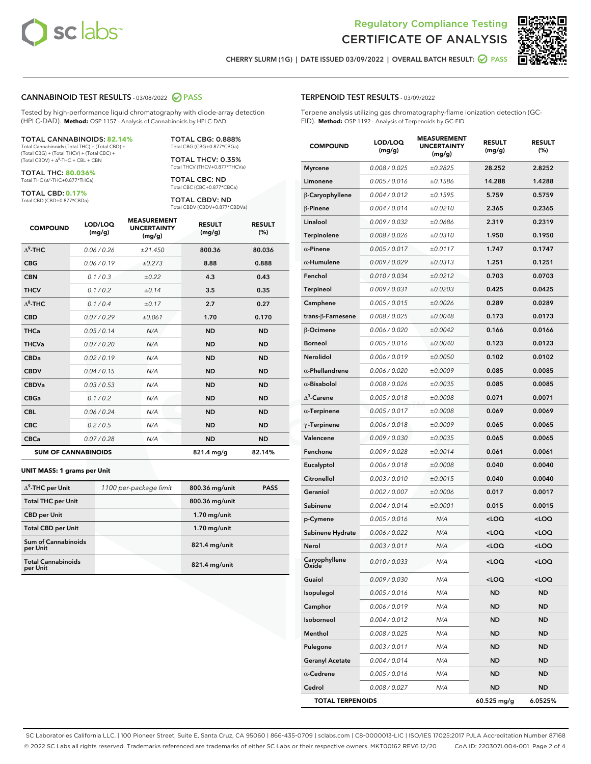Regulatory Compliance Testing
# CERTIFICATE OF ANALYSIS

CHERRY SLURM (1G) | DATE ISSUED 03/09/2022 | OVERALL BATCH RESULT: PASS

## CANNABINOID TEST RESULTS - 03/08/2022 PASS

Tested by high-performance liquid chromatography with diode-array detection (HPLC-DAD). **Method:** QSP 1157 - Analysis of Cannabinoids by HPLC-DAD

**TOTAL CANNABINOIDS: 82.14%**
Total Cannabinoids (Total THC) + (Total CBD) + (Total CBG) + (Total THCV) + (Total CBC) + (Total CBDV) + $\Delta^8$-THC + CBL + CBN

**TOTAL THC: 80.036%**
Total THC ($\Delta^9$-THC+0.877*THCa)

**TOTAL CBD: 0.17%**
Total CBD (CBD+0.877*CBDa)

**TOTAL CBG: 0.888%**
Total CBG (CBG+0.877*CBGa)

**TOTAL THCV: 0.35%**
Total THCV (THCV+0.877*THCVa)

**TOTAL CBC: ND**
Total CBC (CBC+0.877*CBCa)

**TOTAL CBDV: ND**
Total CBDV (CBDV+0.877*CBDVa)

| COMPOUND | LOD/LOQ (mg/g) | MEASUREMENT UNCERTAINTY (mg/g) | RESULT (mg/g) | RESULT (%) |
|---|---|---|---|---|
| $\Delta^9$-THC | 0.06 / 0.26 | ±21.450 | 800.36 | 80.036 |
| CBG | 0.06 / 0.19 | ±0.273 | 8.88 | 0.888 |
| CBN | 0.1 / 0.3 | ±0.22 | 4.3 | 0.43 |
| THCV | 0.1 / 0.2 | ±0.14 | 3.5 | 0.35 |
| $\Delta^8$-THC | 0.1 / 0.4 | ±0.17 | 2.7 | 0.27 |
| CBD | 0.07 / 0.29 | ±0.061 | 1.70 | 0.170 |
| THCa | 0.05 / 0.14 | N/A | ND | ND |
| THCVa | 0.07 / 0.20 | N/A | ND | ND |
| CBDa | 0.02 / 0.19 | N/A | ND | ND |
| CBDV | 0.04 / 0.15 | N/A | ND | ND |
| CBDVa | 0.03 / 0.53 | N/A | ND | ND |
| CBGa | 0.1 / 0.2 | N/A | ND | ND |
| CBL | 0.06 / 0.24 | N/A | ND | ND |
| CBC | 0.2 / 0.5 | N/A | ND | ND |
| CBCa | 0.07 / 0.28 | N/A | ND | ND |
| **SUM OF CANNABINOIDS** | | | **821.4 mg/g** | **82.14%** |

**UNIT MASS: 1 grams per Unit**

| | | | |
|---|---|---|---|
| $\Delta^9$-THC per Unit | 1100 per-package limit | 800.36 mg/unit | PASS |
| Total THC per Unit | | 800.36 mg/unit | |
| CBD per Unit | | 1.70 mg/unit | |
| Total CBD per Unit | | 1.70 mg/unit | |
| Sum of Cannabinoids per Unit | | 821.4 mg/unit | |
| Total Cannabinoids per Unit | | 821.4 mg/unit | |

## TERPENOID TEST RESULTS - 03/09/2022

Terpene analysis utilizing gas chromatography-flame ionization detection (GC-FID). **Method:** QSP 1192 - Analysis of Terpenoids by GC-FID

| COMPOUND | LOD/LOQ (mg/g) | MEASUREMENT UNCERTAINTY (mg/g) | RESULT (mg/g) | RESULT (%) |
|---|---|---|---|---|
| Myrcene | 0.008 / 0.025 | ±0.2825 | 28.252 | 2.8252 |
| Limonene | 0.005 / 0.016 | ±0.1586 | 14.288 | 1.4288 |
| β-Caryophyllene | 0.004 / 0.012 | ±0.1595 | 5.759 | 0.5759 |
| β-Pinene | 0.004 / 0.014 | ±0.0210 | 2.365 | 0.2365 |
| Linalool | 0.009 / 0.032 | ±0.0686 | 2.319 | 0.2319 |
| Terpinolene | 0.008 / 0.026 | ±0.0310 | 1.950 | 0.1950 |
| α-Pinene | 0.005 / 0.017 | ±0.0117 | 1.747 | 0.1747 |
| α-Humulene | 0.009 / 0.029 | ±0.0313 | 1.251 | 0.1251 |
| Fenchol | 0.010 / 0.034 | ±0.0212 | 0.703 | 0.0703 |
| Terpineol | 0.009 / 0.031 | ±0.0203 | 0.425 | 0.0425 |
| Camphene | 0.005 / 0.015 | ±0.0026 | 0.289 | 0.0289 |
| trans-β-Farnesene | 0.008 / 0.025 | ±0.0048 | 0.173 | 0.0173 |
| β-Ocimene | 0.006 / 0.020 | ±0.0042 | 0.166 | 0.0166 |
| Borneol | 0.005 / 0.016 | ±0.0040 | 0.123 | 0.0123 |
| Nerolidol | 0.006 / 0.019 | ±0.0050 | 0.102 | 0.0102 |
| α-Phellandrene | 0.006 / 0.020 | ±0.0009 | 0.085 | 0.0085 |
| α-Bisabolol | 0.008 / 0.026 | ±0.0035 | 0.085 | 0.0085 |
| $\Delta^3$-Carene | 0.005 / 0.018 | ±0.0008 | 0.071 | 0.0071 |
| α-Terpinene | 0.005 / 0.017 | ±0.0008 | 0.069 | 0.0069 |
| γ-Terpinene | 0.006 / 0.018 | ±0.0009 | 0.065 | 0.0065 |
| Valencene | 0.009 / 0.030 | ±0.0035 | 0.065 | 0.0065 |
| Fenchone | 0.009 / 0.028 | ±0.0014 | 0.061 | 0.0061 |
| Eucalyptol | 0.006 / 0.018 | ±0.0008 | 0.040 | 0.0040 |
| Citronellol | 0.003 / 0.010 | ±0.0015 | 0.040 | 0.0040 |
| Geraniol | 0.002 / 0.007 | ±0.0006 | 0.017 | 0.0017 |
| Sabinene | 0.004 / 0.014 | ±0.0001 | 0.015 | 0.0015 |
| p-Cymene | 0.005 / 0.016 | N/A | <LOQ | <LOQ |
| Sabinene Hydrate | 0.006 / 0.022 | N/A | <LOQ | <LOQ |
| Nerol | 0.003 / 0.011 | N/A | <LOQ | <LOQ |
| Caryophyllene Oxide | 0.010 / 0.033 | N/A | <LOQ | <LOQ |
| Guaiol | 0.009 / 0.030 | N/A | <LOQ | <LOQ |
| Isopulegol | 0.005 / 0.016 | N/A | ND | ND |
| Camphor | 0.006 / 0.019 | N/A | ND | ND |
| Isoborneol | 0.004 / 0.012 | N/A | ND | ND |
| Menthol | 0.008 / 0.025 | N/A | ND | ND |
| Pulegone | 0.003 / 0.011 | N/A | ND | ND |
| Geranyl Acetate | 0.004 / 0.014 | N/A | ND | ND |
| α-Cedrene | 0.005 / 0.016 | N/A | ND | ND |
| Cedrol | 0.008 / 0.027 | N/A | ND | ND |
| **TOTAL TERPENOIDS** | | | **60.525 mg/g** | **6.0525%** |

SC Laboratories California LLC. | 100 Pioneer Street, Suite E, Santa Cruz, CA 95060 | 866-435-0709 | sclabs.com | C8-0000013-LIC | ISO/IES 17025:2017 PJLA Accreditation Number 87168
© 2022 SC Labs all rights reserved. Trademarks referenced are trademarks of either SC Labs or their respective owners. MKT00162 REV6 12/20 CoA ID: 220307L004-001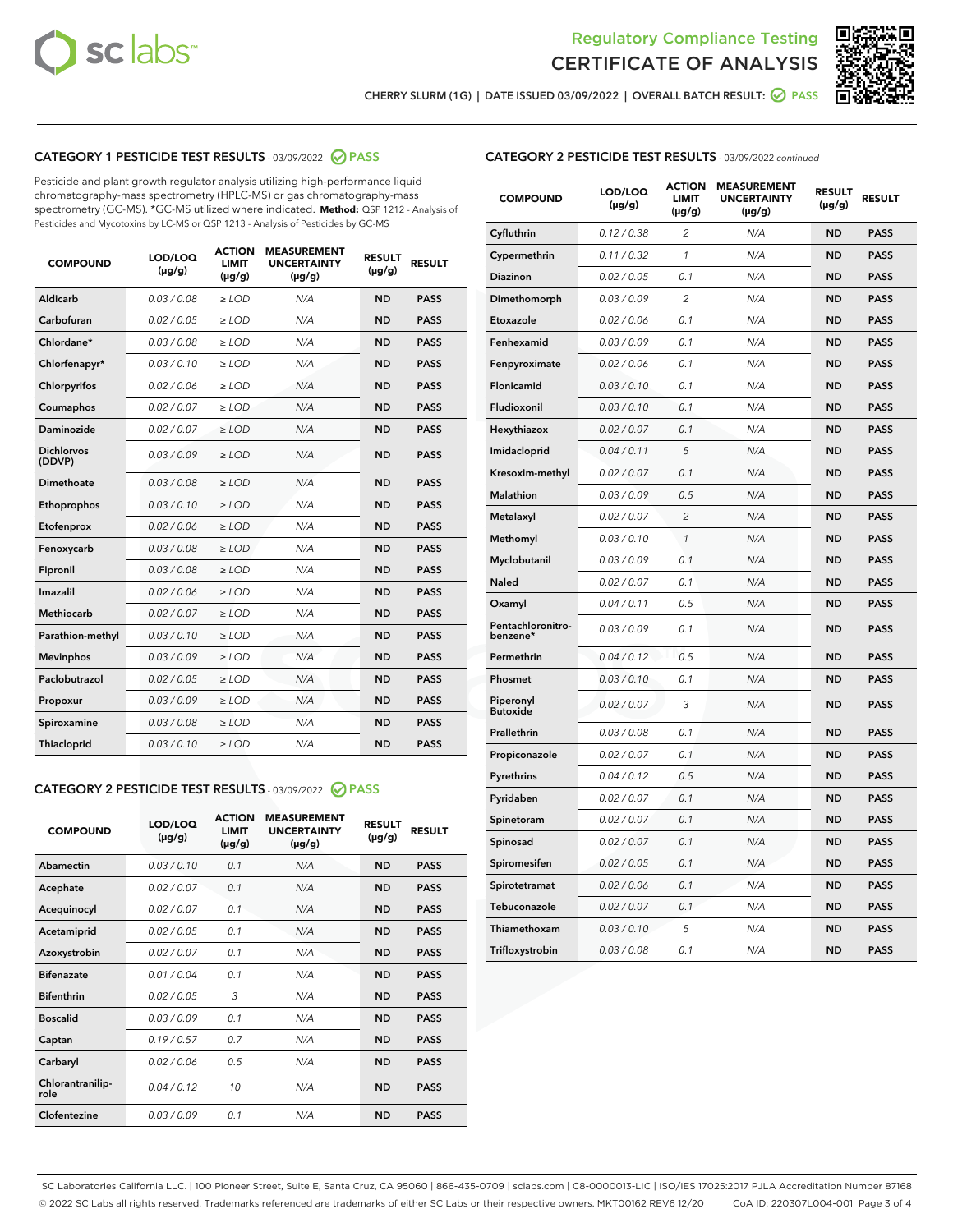# Regulatory Compliance Testing
# CERTIFICATE OF ANALYSIS

CHERRY SLURM (1G) | DATE ISSUED 03/09/2022 | OVERALL BATCH RESULT: PASS

## CATEGORY 1 PESTICIDE TEST RESULTS - 03/09/2022 PASS

Pesticide and plant growth regulator analysis utilizing high-performance liquid chromatography-mass spectrometry (HPLC-MS) or gas chromatography-mass spectrometry (GC-MS). *GC-MS utilized where indicated. **Method:** QSP 1212 - Analysis of Pesticides and Mycotoxins by LC-MS or QSP 1213 - Analysis of Pesticides by GC-MS

| COMPOUND | LOD/LOQ (µg/g) | ACTION LIMIT (µg/g) | MEASUREMENT UNCERTAINTY (µg/g) | RESULT (µg/g) | RESULT |
|---|---|---|---|---|---|
| Aldicarb | 0.03 / 0.08 | ≥ LOD | N/A | ND | PASS |
| Carbofuran | 0.02 / 0.05 | ≥ LOD | N/A | ND | PASS |
| Chlordane* | 0.03 / 0.08 | ≥ LOD | N/A | ND | PASS |
| Chlorfenapyr* | 0.03 / 0.10 | ≥ LOD | N/A | ND | PASS |
| Chlorpyrifos | 0.02 / 0.06 | ≥ LOD | N/A | ND | PASS |
| Coumaphos | 0.02 / 0.07 | ≥ LOD | N/A | ND | PASS |
| Daminozide | 0.02 / 0.07 | ≥ LOD | N/A | ND | PASS |
| Dichlorvos (DDVP) | 0.03 / 0.09 | ≥ LOD | N/A | ND | PASS |
| Dimethoate | 0.03 / 0.08 | ≥ LOD | N/A | ND | PASS |
| Ethoprophos | 0.03 / 0.10 | ≥ LOD | N/A | ND | PASS |
| Etofenprox | 0.02 / 0.06 | ≥ LOD | N/A | ND | PASS |
| Fenoxycarb | 0.03 / 0.08 | ≥ LOD | N/A | ND | PASS |
| Fipronil | 0.03 / 0.08 | ≥ LOD | N/A | ND | PASS |
| Imazalil | 0.02 / 0.06 | ≥ LOD | N/A | ND | PASS |
| Methiocarb | 0.02 / 0.07 | ≥ LOD | N/A | ND | PASS |
| Parathion-methyl | 0.03 / 0.10 | ≥ LOD | N/A | ND | PASS |
| Mevinphos | 0.03 / 0.09 | ≥ LOD | N/A | ND | PASS |
| Paclobutrazol | 0.02 / 0.05 | ≥ LOD | N/A | ND | PASS |
| Propoxur | 0.03 / 0.09 | ≥ LOD | N/A | ND | PASS |
| Spiroxamine | 0.03 / 0.08 | ≥ LOD | N/A | ND | PASS |
| Thiacloprid | 0.03 / 0.10 | ≥ LOD | N/A | ND | PASS |

## CATEGORY 2 PESTICIDE TEST RESULTS - 03/09/2022 PASS

| COMPOUND | LOD/LOQ (µg/g) | ACTION LIMIT (µg/g) | MEASUREMENT UNCERTAINTY (µg/g) | RESULT (µg/g) | RESULT |
|---|---|---|---|---|---|
| Abamectin | 0.03 / 0.10 | 0.1 | N/A | ND | PASS |
| Acephate | 0.02 / 0.07 | 0.1 | N/A | ND | PASS |
| Acequinocyl | 0.02 / 0.07 | 0.1 | N/A | ND | PASS |
| Acetamiprid | 0.02 / 0.05 | 0.1 | N/A | ND | PASS |
| Azoxystrobin | 0.02 / 0.07 | 0.1 | N/A | ND | PASS |
| Bifenazate | 0.01 / 0.04 | 0.1 | N/A | ND | PASS |
| Bifenthrin | 0.02 / 0.05 | 3 | N/A | ND | PASS |
| Boscalid | 0.03 / 0.09 | 0.1 | N/A | ND | PASS |
| Captan | 0.19 / 0.57 | 0.7 | N/A | ND | PASS |
| Carbaryl | 0.02 / 0.06 | 0.5 | N/A | ND | PASS |
| Chlorantraniliprole | 0.04 / 0.12 | 10 | N/A | ND | PASS |
| Clofentezine | 0.03 / 0.09 | 0.1 | N/A | ND | PASS |
| Cyfluthrin | 0.12 / 0.38 | 2 | N/A | ND | PASS |
| Cypermethrin | 0.11 / 0.32 | 1 | N/A | ND | PASS |
| Diazinon | 0.02 / 0.05 | 0.1 | N/A | ND | PASS |
| Dimethomorph | 0.03 / 0.09 | 2 | N/A | ND | PASS |
| Etoxazole | 0.02 / 0.06 | 0.1 | N/A | ND | PASS |
| Fenhexamid | 0.03 / 0.09 | 0.1 | N/A | ND | PASS |
| Fenpyroximate | 0.02 / 0.06 | 0.1 | N/A | ND | PASS |
| Flonicamid | 0.03 / 0.10 | 0.1 | N/A | ND | PASS |
| Fludioxonil | 0.03 / 0.10 | 0.1 | N/A | ND | PASS |
| Hexythiazox | 0.02 / 0.07 | 0.1 | N/A | ND | PASS |
| Imidacloprid | 0.04 / 0.11 | 5 | N/A | ND | PASS |
| Kresoxim-methyl | 0.02 / 0.07 | 0.1 | N/A | ND | PASS |
| Malathion | 0.03 / 0.09 | 0.5 | N/A | ND | PASS |
| Metalaxyl | 0.02 / 0.07 | 2 | N/A | ND | PASS |
| Methomyl | 0.03 / 0.10 | 1 | N/A | ND | PASS |
| Myclobutanil | 0.03 / 0.09 | 0.1 | N/A | ND | PASS |
| Naled | 0.02 / 0.07 | 0.1 | N/A | ND | PASS |
| Oxamyl | 0.04 / 0.11 | 0.5 | N/A | ND | PASS |
| Pentachloronitrobenzene* | 0.03 / 0.09 | 0.1 | N/A | ND | PASS |
| Permethrin | 0.04 / 0.12 | 0.5 | N/A | ND | PASS |
| Phosmet | 0.03 / 0.10 | 0.1 | N/A | ND | PASS |
| Piperonyl Butoxide | 0.02 / 0.07 | 3 | N/A | ND | PASS |
| Prallethrin | 0.03 / 0.08 | 0.1 | N/A | ND | PASS |
| Propiconazole | 0.02 / 0.07 | 0.1 | N/A | ND | PASS |
| Pyrethrins | 0.04 / 0.12 | 0.5 | N/A | ND | PASS |
| Pyridaben | 0.02 / 0.07 | 0.1 | N/A | ND | PASS |
| Spinetoram | 0.02 / 0.07 | 0.1 | N/A | ND | PASS |
| Spinosad | 0.02 / 0.07 | 0.1 | N/A | ND | PASS |
| Spiromesifen | 0.02 / 0.05 | 0.1 | N/A | ND | PASS |
| Spirotetramat | 0.02 / 0.06 | 0.1 | N/A | ND | PASS |
| Tebuconazole | 0.02 / 0.07 | 0.1 | N/A | ND | PASS |
| Thiamethoxam | 0.03 / 0.10 | 5 | N/A | ND | PASS |
| Trifloxystrobin | 0.03 / 0.08 | 0.1 | N/A | ND | PASS |

SC Laboratories California LLC. | 100 Pioneer Street, Suite E, Santa Cruz, CA 95060 | 866-435-0709 | sclabs.com | C8-0000013-LIC | ISO/IES 17025:2017 PJLA Accreditation Number 87168
© 2022 SC Labs all rights reserved. Trademarks referenced are trademarks of either SC Labs or their respective owners. MKT00162 REV6 12/20 CoA ID: 220307L004-001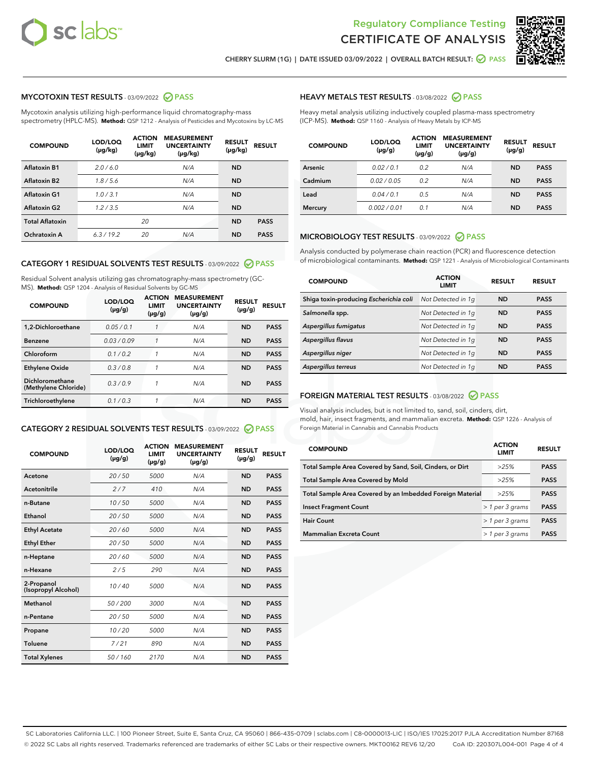Regulatory Compliance Testing

# CERTIFICATE OF ANALYSIS

CHERRY SLURM (1G) | DATE ISSUED 03/09/2022 | OVERALL BATCH RESULT: PASS

## MYCOTOXIN TEST RESULTS - 03/09/2022 PASS

Mycotoxin analysis utilizing high-performance liquid chromatography-mass spectrometry (HPLC-MS). **Method:** QSP 1212 - Analysis of Pesticides and Mycotoxins by LC-MS

| COMPOUND | LOD/LOQ (µg/kg) | ACTION LIMIT (µg/kg) | MEASUREMENT UNCERTAINTY (µg/kg) | RESULT (µg/kg) | RESULT |
|---|---|---|---|---|---|
| Aflatoxin B1 | 2.0 / 6.0 | | N/A | ND | |
| Aflatoxin B2 | 1.8 / 5.6 | | N/A | ND | |
| Aflatoxin G1 | 1.0 / 3.1 | | N/A | ND | |
| Aflatoxin G2 | 1.2 / 3.5 | | N/A | ND | |
| Total Aflatoxin | | 20 | | ND | PASS |
| Ochratoxin A | 6.3 / 19.2 | 20 | N/A | ND | PASS |

## CATEGORY 1 RESIDUAL SOLVENTS TEST RESULTS - 03/09/2022 PASS

Residual Solvent analysis utilizing gas chromatography-mass spectrometry (GC-MS). **Method:** QSP 1204 - Analysis of Residual Solvents by GC-MS

| COMPOUND | LOD/LOQ (µg/g) | ACTION LIMIT (µg/g) | MEASUREMENT UNCERTAINTY (µg/g) | RESULT (µg/g) | RESULT |
|---|---|---|---|---|---|
| 1,2-Dichloroethane | 0.05 / 0.1 | 1 | N/A | ND | PASS |
| Benzene | 0.03 / 0.09 | 1 | N/A | ND | PASS |
| Chloroform | 0.1 / 0.2 | 1 | N/A | ND | PASS |
| Ethylene Oxide | 0.3 / 0.8 | 1 | N/A | ND | PASS |
| Dichloromethane (Methylene Chloride) | 0.3 / 0.9 | 1 | N/A | ND | PASS |
| Trichloroethylene | 0.1 / 0.3 | 1 | N/A | ND | PASS |

## CATEGORY 2 RESIDUAL SOLVENTS TEST RESULTS - 03/09/2022 PASS

| COMPOUND | LOD/LOQ (µg/g) | ACTION LIMIT (µg/g) | MEASUREMENT UNCERTAINTY (µg/g) | RESULT (µg/g) | RESULT |
|---|---|---|---|---|---|
| Acetone | 20 / 50 | 5000 | N/A | ND | PASS |
| Acetonitrile | 2 / 7 | 410 | N/A | ND | PASS |
| n-Butane | 10 / 50 | 5000 | N/A | ND | PASS |
| Ethanol | 20 / 50 | 5000 | N/A | ND | PASS |
| Ethyl Acetate | 20 / 60 | 5000 | N/A | ND | PASS |
| Ethyl Ether | 20 / 50 | 5000 | N/A | ND | PASS |
| n-Heptane | 20 / 60 | 5000 | N/A | ND | PASS |
| n-Hexane | 2 / 5 | 290 | N/A | ND | PASS |
| 2-Propanol (Isopropyl Alcohol) | 10 / 40 | 5000 | N/A | ND | PASS |
| Methanol | 50 / 200 | 3000 | N/A | ND | PASS |
| n-Pentane | 20 / 50 | 5000 | N/A | ND | PASS |
| Propane | 10 / 20 | 5000 | N/A | ND | PASS |
| Toluene | 7 / 21 | 890 | N/A | ND | PASS |
| Total Xylenes | 50 / 160 | 2170 | N/A | ND | PASS |

## HEAVY METALS TEST RESULTS - 03/08/2022 PASS

Heavy metal analysis utilizing inductively coupled plasma-mass spectrometry (ICP-MS). **Method:** QSP 1160 - Analysis of Heavy Metals by ICP-MS

| COMPOUND | LOD/LOQ (µg/g) | ACTION LIMIT (µg/g) | MEASUREMENT UNCERTAINTY (µg/g) | RESULT (µg/g) | RESULT |
|---|---|---|---|---|---|
| Arsenic | 0.02 / 0.1 | 0.2 | N/A | ND | PASS |
| Cadmium | 0.02 / 0.05 | 0.2 | N/A | ND | PASS |
| Lead | 0.04 / 0.1 | 0.5 | N/A | ND | PASS |
| Mercury | 0.002 / 0.01 | 0.1 | N/A | ND | PASS |

## MICROBIOLOGY TEST RESULTS - 03/09/2022 PASS

Analysis conducted by polymerase chain reaction (PCR) and fluorescence detection of microbiological contaminants. **Method:** QSP 1221 - Analysis of Microbiological Contaminants

| COMPOUND | ACTION LIMIT | RESULT | RESULT |
|---|---|---|---|
| Shiga toxin-producing *Escherichia coli* | Not Detected in 1g | ND | PASS |
| *Salmonella* spp. | Not Detected in 1g | ND | PASS |
| *Aspergillus fumigatus* | Not Detected in 1g | ND | PASS |
| *Aspergillus flavus* | Not Detected in 1g | ND | PASS |
| *Aspergillus niger* | Not Detected in 1g | ND | PASS |
| *Aspergillus terreus* | Not Detected in 1g | ND | PASS |

## FOREIGN MATERIAL TEST RESULTS - 03/08/2022 PASS

Visual analysis includes, but is not limited to, sand, soil, cinders, dirt, mold, hair, insect fragments, and mammalian excreta. **Method:** QSP 1226 - Analysis of Foreign Material in Cannabis and Cannabis Products

| COMPOUND | ACTION LIMIT | RESULT |
|---|---|---|
| Total Sample Area Covered by Sand, Soil, Cinders, or Dirt | >25% | PASS |
| Total Sample Area Covered by Mold | >25% | PASS |
| Total Sample Area Covered by an Imbedded Foreign Material | >25% | PASS |
| Insect Fragment Count | > 1 per 3 grams | PASS |
| Hair Count | > 1 per 3 grams | PASS |
| Mammalian Excreta Count | > 1 per 3 grams | PASS |

SC Laboratories California LLC. | 100 Pioneer Street, Suite E, Santa Cruz, CA 95060 | 866-435-0709 | sclabs.com | C8-0000013-LIC | ISO/IES 17025:2017 PJLA Accreditation Number 87168
© 2022 SC Labs all rights reserved. Trademarks referenced are trademarks of either SC Labs or their respective owners. MKT00162 REV6 12/20 CoA ID: 220307L004-001